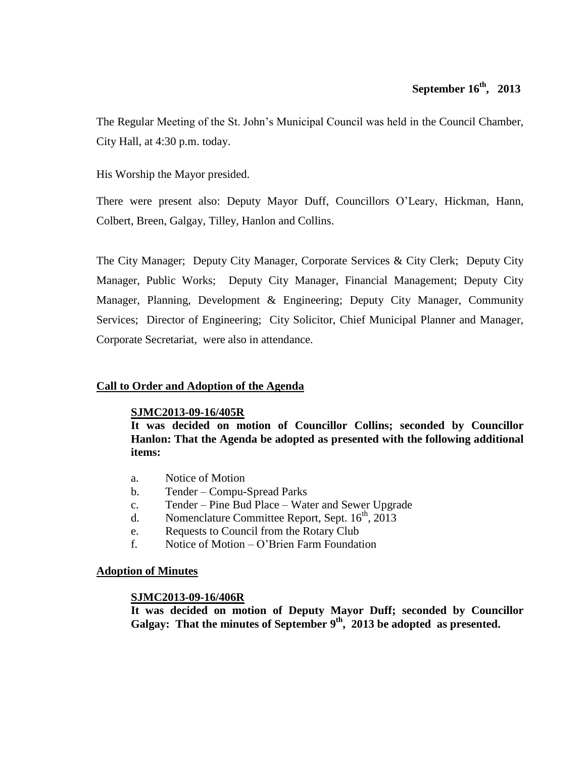**September 16th, 2013**

The Regular Meeting of the St. John's Municipal Council was held in the Council Chamber, City Hall, at 4:30 p.m. today.

His Worship the Mayor presided.

There were present also: Deputy Mayor Duff, Councillors O'Leary, Hickman, Hann, Colbert, Breen, Galgay, Tilley, Hanlon and Collins.

The City Manager; Deputy City Manager, Corporate Services & City Clerk; Deputy City Manager, Public Works; Deputy City Manager, Financial Management; Deputy City Manager, Planning, Development & Engineering; Deputy City Manager, Community Services; Director of Engineering; City Solicitor, Chief Municipal Planner and Manager, Corporate Secretariat, were also in attendance.

## Call to Order and Adoption of the Agenda

**SJMC2013-09-16/405R**

**It was decided on motion of Councillor Collins; seconded by Councillor Hanlon: That the Agenda be adopted as presented with the following additional items:**

a. Notice of Motion
b. Tender – Compu-Spread Parks
c. Tender – Pine Bud Place – Water and Sewer Upgrade
d. Nomenclature Committee Report, Sept. 16th, 2013
e. Requests to Council from the Rotary Club
f. Notice of Motion – O'Brien Farm Foundation

## Adoption of Minutes

**SJMC2013-09-16/406R**

**It was decided on motion of Deputy Mayor Duff; seconded by Councillor Galgay: That the minutes of September 9th, 2013 be adopted as presented.**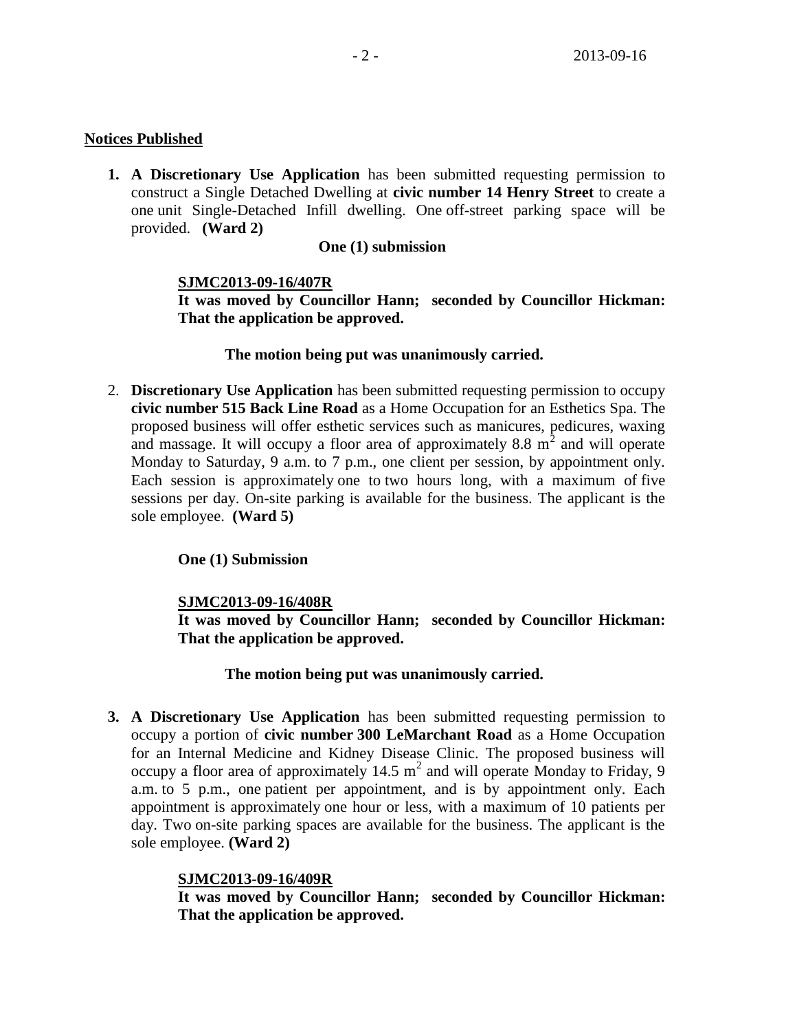**Notices Published**

1. **A Discretionary Use Application** has been submitted requesting permission to construct a Single Detached Dwelling at **civic number 14 Henry Street** to create a one unit Single-Detached Infill dwelling. One off-street parking space will be provided. **(Ward 2)**

   **One (1) submission**

   **SJMC2013-09-16/407R**
   **It was moved by Councillor Hann; seconded by Councillor Hickman: That the application be approved.**

   **The motion being put was unanimously carried.**

2. **Discretionary Use Application** has been submitted requesting permission to occupy **civic number 515 Back Line Road** as a Home Occupation for an Esthetics Spa. The proposed business will offer esthetic services such as manicures, pedicures, waxing and massage. It will occupy a floor area of approximately 8.8 $m^2$ and will operate Monday to Saturday, 9 a.m. to 7 p.m., one client per session, by appointment only. Each session is approximately one to two hours long, with a maximum of five sessions per day. On-site parking is available for the business. The applicant is the sole employee. **(Ward 5)**

   **One (1) Submission**

   **SJMC2013-09-16/408R**
   **It was moved by Councillor Hann; seconded by Councillor Hickman: That the application be approved.**

   **The motion being put was unanimously carried.**

3. **A Discretionary Use Application** has been submitted requesting permission to occupy a portion of **civic number 300 LeMarchant Road** as a Home Occupation for an Internal Medicine and Kidney Disease Clinic. The proposed business will occupy a floor area of approximately 14.5 $m^2$ and will operate Monday to Friday, 9 a.m. to 5 p.m., one patient per appointment, and is by appointment only. Each appointment is approximately one hour or less, with a maximum of 10 patients per day. Two on-site parking spaces are available for the business. The applicant is the sole employee. **(Ward 2)**

   **SJMC2013-09-16/409R**
   **It was moved by Councillor Hann; seconded by Councillor Hickman: That the application be approved.**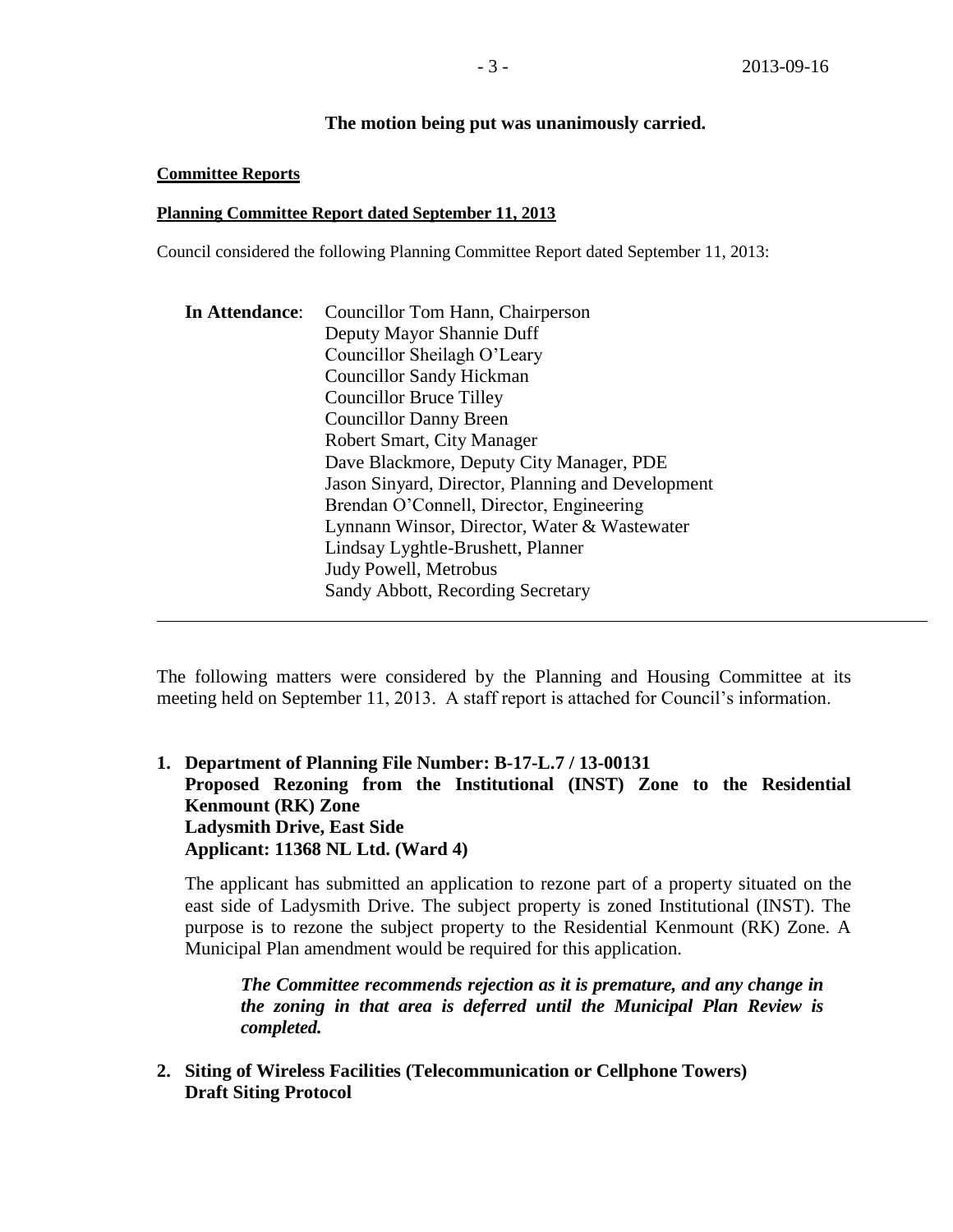**The motion being put was unanimously carried.**

**Committee Reports**

**Planning Committee Report dated September 11, 2013**

Council considered the following Planning Committee Report dated September 11, 2013:

**In Attendance**: Councillor Tom Hann, Chairperson
Deputy Mayor Shannie Duff
Councillor Sheilagh O'Leary
Councillor Sandy Hickman
Councillor Bruce Tilley
Councillor Danny Breen
Robert Smart, City Manager
Dave Blackmore, Deputy City Manager, PDE
Jason Sinyard, Director, Planning and Development
Brendan O'Connell, Director, Engineering
Lynnann Winsor, Director, Water & Wastewater
Lindsay Lyghtle-Brushett, Planner
Judy Powell, Metrobus
Sandy Abbott, Recording Secretary

---

The following matters were considered by the Planning and Housing Committee at its meeting held on September 11, 2013. A staff report is attached for Council's information.

**1. Department of Planning File Number: B-17-L.7 / 13-00131**
**Proposed Rezoning from the Institutional (INST) Zone to the Residential Kenmount (RK) Zone**
**Ladysmith Drive, East Side**
**Applicant: 11368 NL Ltd. (Ward 4)**

The applicant has submitted an application to rezone part of a property situated on the east side of Ladysmith Drive. The subject property is zoned Institutional (INST). The purpose is to rezone the subject property to the Residential Kenmount (RK) Zone. A Municipal Plan amendment would be required for this application.

> ***The Committee recommends rejection as it is premature, and any change in the zoning in that area is deferred until the Municipal Plan Review is completed.***

**2. Siting of Wireless Facilities (Telecommunication or Cellphone Towers)**
**Draft Siting Protocol**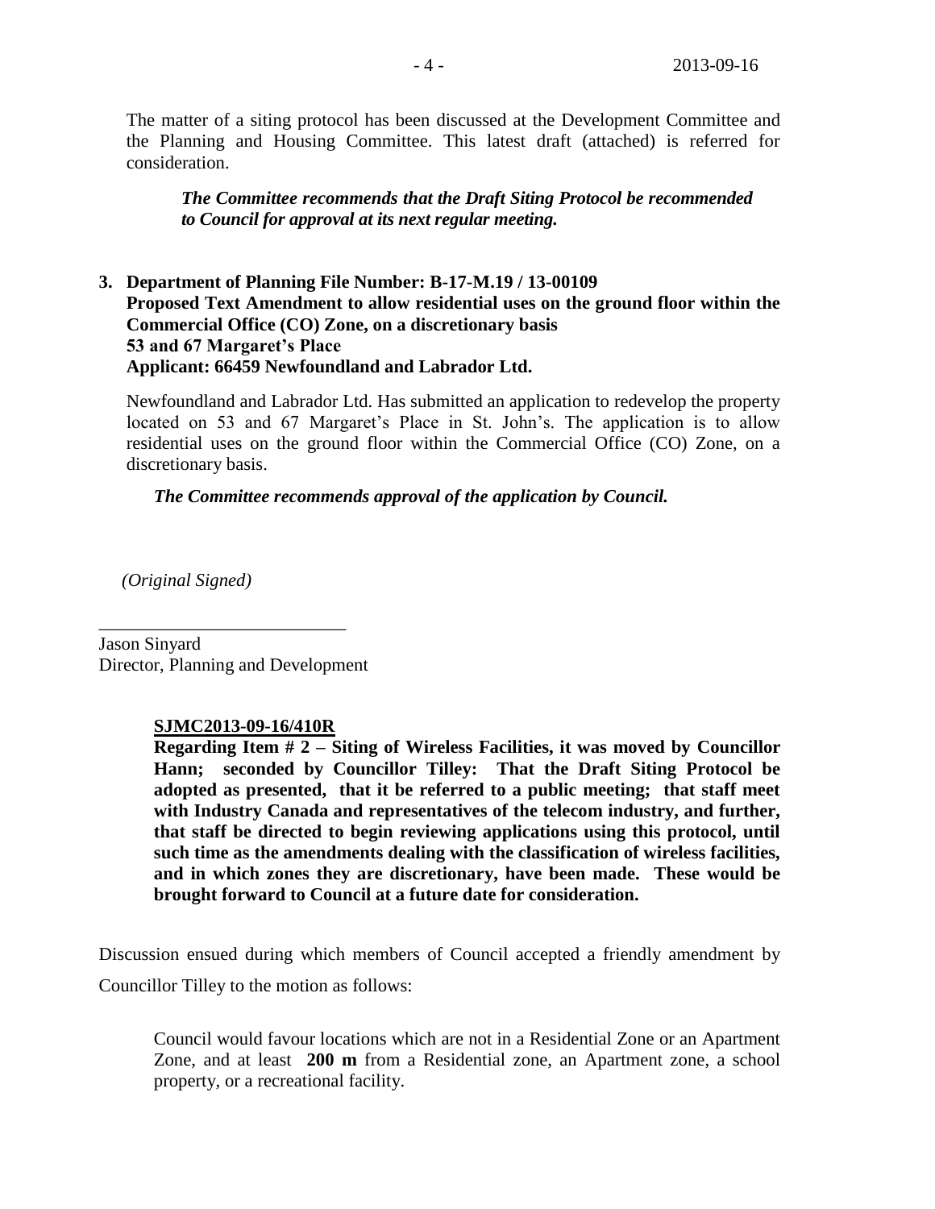The matter of a siting protocol has been discussed at the Development Committee and the Planning and Housing Committee. This latest draft (attached) is referred for consideration.

***The Committee recommends that the Draft Siting Protocol be recommended to Council for approval at its next regular meeting.***

**3. Department of Planning File Number: B-17-M.19 / 13-00109**
**Proposed Text Amendment to allow residential uses on the ground floor within the Commercial Office (CO) Zone, on a discretionary basis**
**53 and 67 Margaret's Place**
**Applicant: 66459 Newfoundland and Labrador Ltd.**

Newfoundland and Labrador Ltd. Has submitted an application to redevelop the property located on 53 and 67 Margaret's Place in St. John's. The application is to allow residential uses on the ground floor within the Commercial Office (CO) Zone, on a discretionary basis.

***The Committee recommends approval of the application by Council.***

*(Original Signed)*

Jason Sinyard
Director, Planning and Development

**SJMC2013-09-16/410R**
**Regarding Item # 2 – Siting of Wireless Facilities, it was moved by Councillor Hann; seconded by Councillor Tilley: That the Draft Siting Protocol be adopted as presented, that it be referred to a public meeting; that staff meet with Industry Canada and representatives of the telecom industry, and further, that staff be directed to begin reviewing applications using this protocol, until such time as the amendments dealing with the classification of wireless facilities, and in which zones they are discretionary, have been made. These would be brought forward to Council at a future date for consideration.**

Discussion ensued during which members of Council accepted a friendly amendment by Councillor Tilley to the motion as follows:

Council would favour locations which are not in a Residential Zone or an Apartment Zone, and at least **200 m** from a Residential zone, an Apartment zone, a school property, or a recreational facility.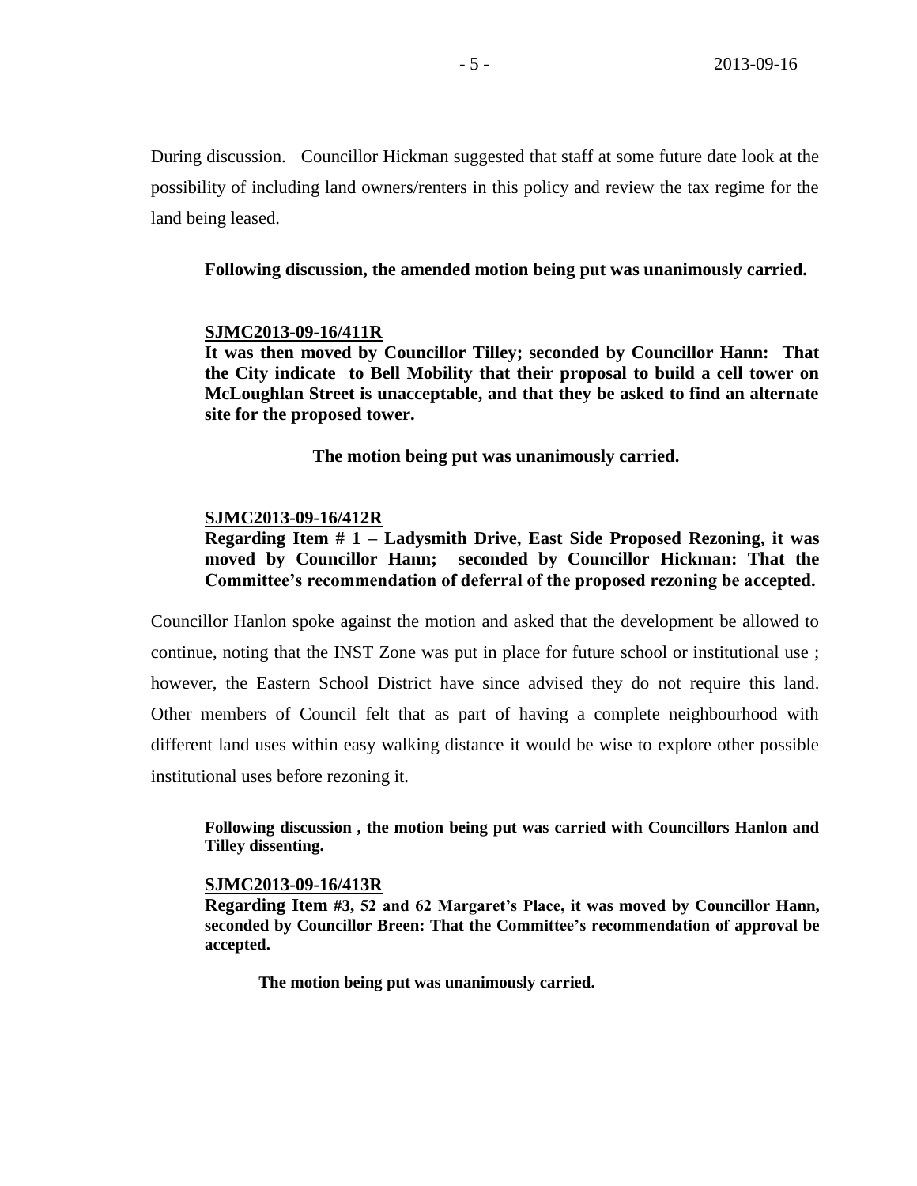During discussion.  Councillor Hickman suggested that staff at some future date look at the possibility of including land owners/renters in this policy and review the tax regime for the land being leased.

**Following discussion, the amended motion being put was unanimously carried.**

**SJMC2013-09-16/411R**
**It was then moved by Councillor Tilley; seconded by Councillor Hann:  That the City indicate  to Bell Mobility that their proposal to build a cell tower on McLoughlan Street is unacceptable, and that they be asked to find an alternate site for the proposed tower.**

**The motion being put was unanimously carried.**

**SJMC2013-09-16/412R**
**Regarding Item # 1 – Ladysmith Drive, East Side Proposed Rezoning, it was moved by Councillor Hann;  seconded by Councillor Hickman: That the Committee's recommendation of deferral of the proposed rezoning be accepted.**

Councillor Hanlon spoke against the motion and asked that the development be allowed to continue, noting that the INST Zone was put in place for future school or institutional use ; however, the Eastern School District have since advised they do not require this land. Other members of Council felt that as part of having a complete neighbourhood with different land uses within easy walking distance it would be wise to explore other possible institutional uses before rezoning it.

**Following discussion , the motion being put was carried with Councillors Hanlon and Tilley dissenting.**

**SJMC2013-09-16/413R**
**Regarding Item #3, 52 and 62 Margaret's Place, it was moved by Councillor Hann, seconded by Councillor Breen: That the Committee's recommendation of approval be accepted.**

**The motion being put was unanimously carried.**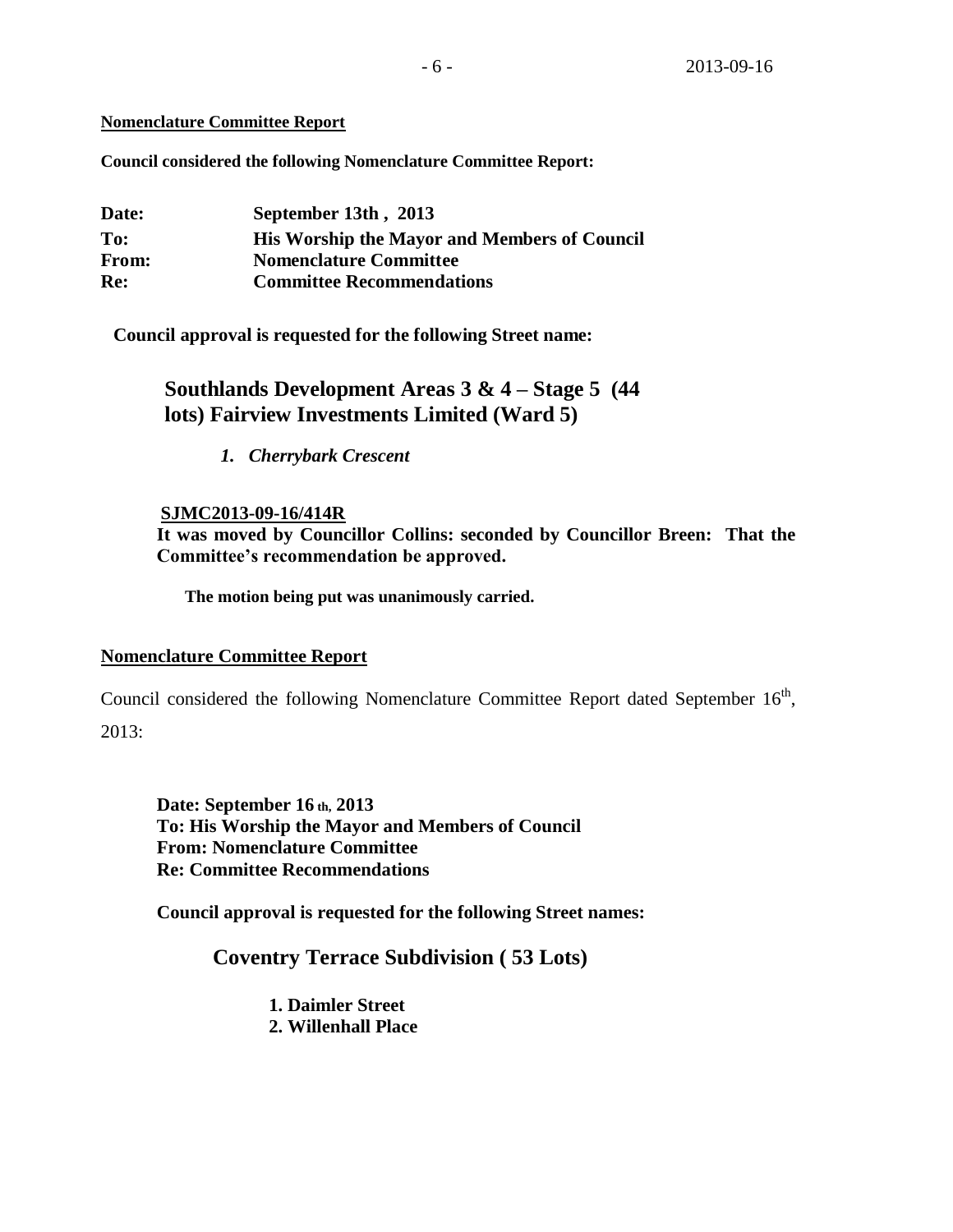**Nomenclature Committee Report**

**Council considered the following Nomenclature Committee Report:**

| | |
|---|---|
| **Date:** | **September 13th , 2013** |
| **To:** | **His Worship the Mayor and Members of Council** |
| **From:** | **Nomenclature Committee** |
| **Re:** | **Committee Recommendations** |

**Council approval is requested for the following Street name:**

**Southlands Development Areas 3 & 4 – Stage 5 (44 lots) Fairview Investments Limited (Ward 5)**

*1. Cherrybark Crescent*

**SJMC2013-09-16/414R**

**It was moved by Councillor Collins: seconded by Councillor Breen: That the Committee's recommendation be approved.**

**The motion being put was unanimously carried.**

**Nomenclature Committee Report**

Council considered the following Nomenclature Committee Report dated September 16th, 2013:

**Date: September 16 th, 2013**
**To: His Worship the Mayor and Members of Council**
**From: Nomenclature Committee**
**Re: Committee Recommendations**

**Council approval is requested for the following Street names:**

**Coventry Terrace Subdivision ( 53 Lots)**

**1. Daimler Street**
**2. Willenhall Place**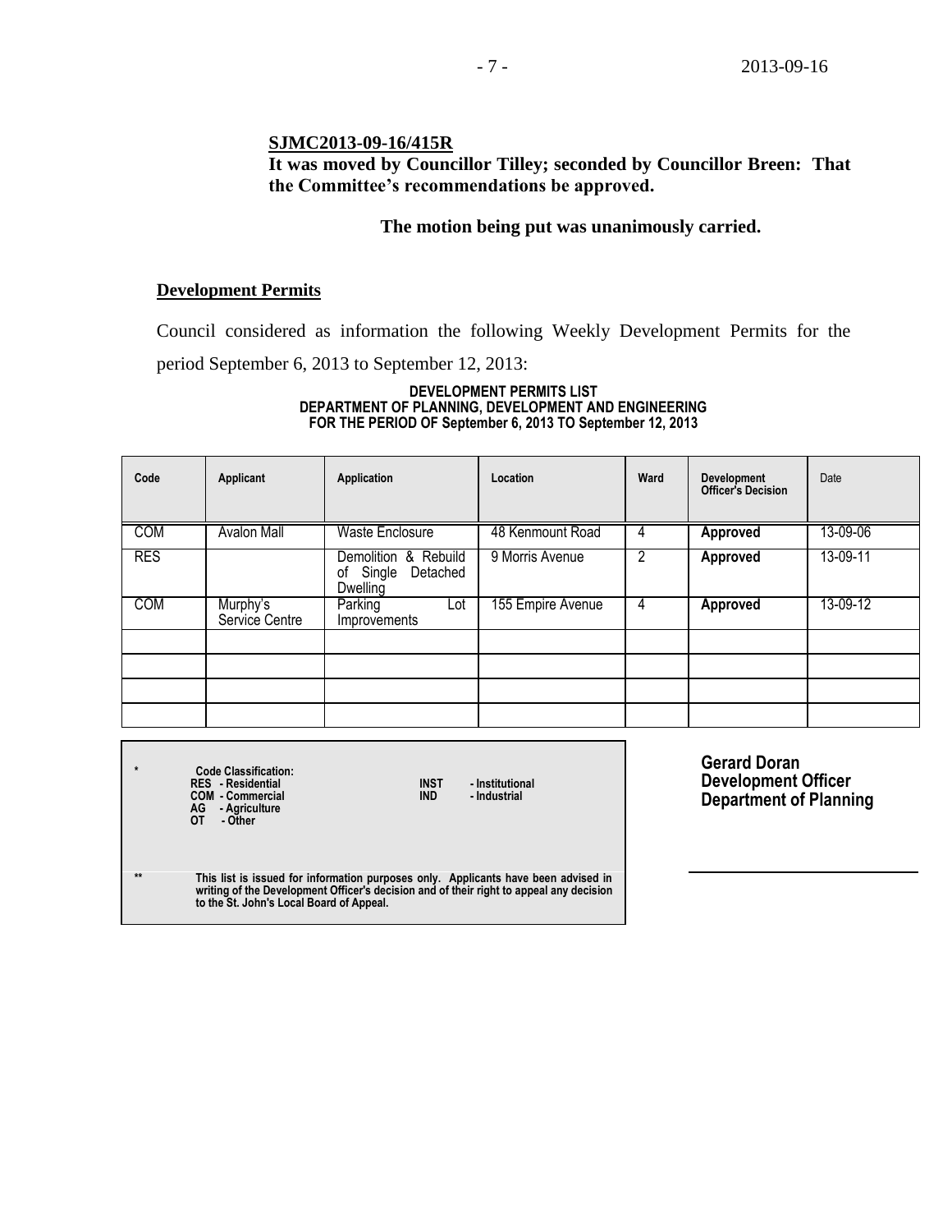**SJMC2013-09-16/415R**
**It was moved by Councillor Tilley; seconded by Councillor Breen: That the Committee's recommendations be approved.**

**The motion being put was unanimously carried.**

## Development Permits

Council considered as information the following Weekly Development Permits for the period September 6, 2013 to September 12, 2013:

**DEVELOPMENT PERMITS LIST**
**DEPARTMENT OF PLANNING, DEVELOPMENT AND ENGINEERING**
**FOR THE PERIOD OF September 6, 2013 TO September 12, 2013**

| Code | Applicant | Application | Location | Ward | Development Officer's Decision | Date |
|---|---|---|---|---|---|---|
| COM | Avalon Mall | Waste Enclosure | 48 Kenmount Road | 4 | **Approved** | 13-09-06 |
| RES | | Demolition & Rebuild of Single Detached Dwelling | 9 Morris Avenue | 2 | **Approved** | 13-09-11 |
| COM | Murphy's Service Centre | Parking Lot Improvements | 155 Empire Avenue | 4 | **Approved** | 13-09-12 |
| | | | | | | |
| | | | | | | |
| | | | | | | |
| | | | | | | |

\* **Code Classification:**
**RES - Residential**
**COM - Commercial**
**AG - Agriculture**
**OT - Other**
**INST - Institutional**
**IND - Industrial**

\*\* **This list is issued for information purposes only. Applicants have been advised in writing of the Development Officer's decision and of their right to appeal any decision to the St. John's Local Board of Appeal.**

**Gerard Doran**
**Development Officer**
**Department of Planning**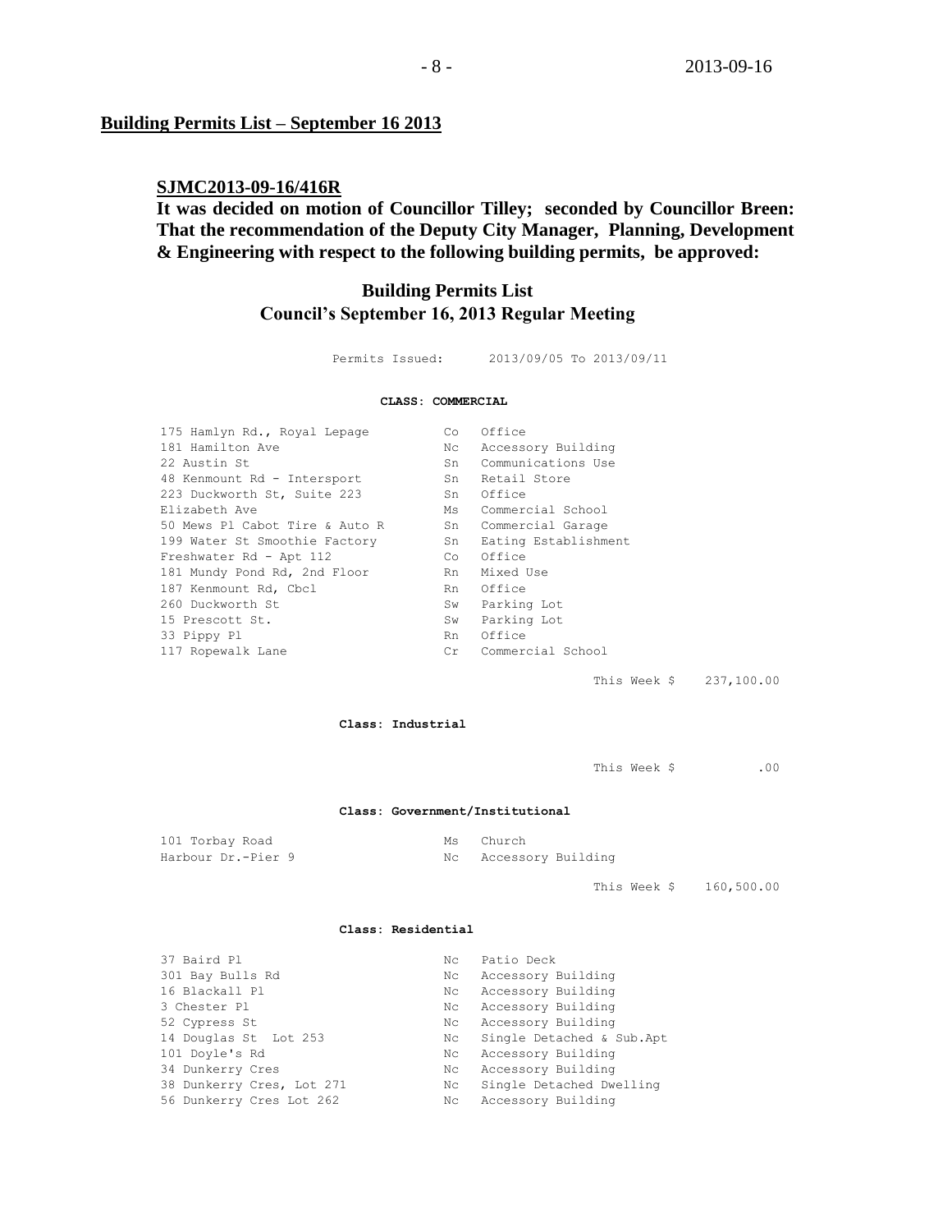## Building Permits List – September 16 2013

**SJMC2013-09-16/416R**

**It was decided on motion of Councillor Tilley; seconded by Councillor Breen: That the recommendation of the Deputy City Manager, Planning, Development & Engineering with respect to the following building permits, be approved:**

### Building Permits List
### Council's September 16, 2013 Regular Meeting

Permits Issued: 2013/09/05 To 2013/09/11

**CLASS: COMMERCIAL**

| | | |
|---|---|---|
| 175 Hamlyn Rd., Royal Lepage | Co | Office |
| 181 Hamilton Ave | Nc | Accessory Building |
| 22 Austin St | Sn | Communications Use |
| 48 Kenmount Rd - Intersport | Sn | Retail Store |
| 223 Duckworth St, Suite 223 | Sn | Office |
| Elizabeth Ave | Ms | Commercial School |
| 50 Mews Pl Cabot Tire & Auto R | Sn | Commercial Garage |
| 199 Water St Smoothie Factory | Sn | Eating Establishment |
| Freshwater Rd - Apt 112 | Co | Office |
| 181 Mundy Pond Rd, 2nd Floor | Rn | Mixed Use |
| 187 Kenmount Rd, Cbcl | Rn | Office |
| 260 Duckworth St | Sw | Parking Lot |
| 15 Prescott St. | Sw | Parking Lot |
| 33 Pippy Pl | Rn | Office |
| 117 Ropewalk Lane | Cr | Commercial School |

This Week $ 237,100.00

**Class: Industrial**

This Week $ .00

**Class: Government/Institutional**

| | | |
|---|---|---|
| 101 Torbay Road | Ms | Church |
| Harbour Dr.-Pier 9 | Nc | Accessory Building |

This Week $ 160,500.00

**Class: Residential**

| | | |
|---|---|---|
| 37 Baird Pl | Nc | Patio Deck |
| 301 Bay Bulls Rd | Nc | Accessory Building |
| 16 Blackall Pl | Nc | Accessory Building |
| 3 Chester Pl | Nc | Accessory Building |
| 52 Cypress St | Nc | Accessory Building |
| 14 Douglas St Lot 253 | Nc | Single Detached & Sub.Apt |
| 101 Doyle's Rd | Nc | Accessory Building |
| 34 Dunkerry Cres | Nc | Accessory Building |
| 38 Dunkerry Cres, Lot 271 | Nc | Single Detached Dwelling |
| 56 Dunkerry Cres Lot 262 | Nc | Accessory Building |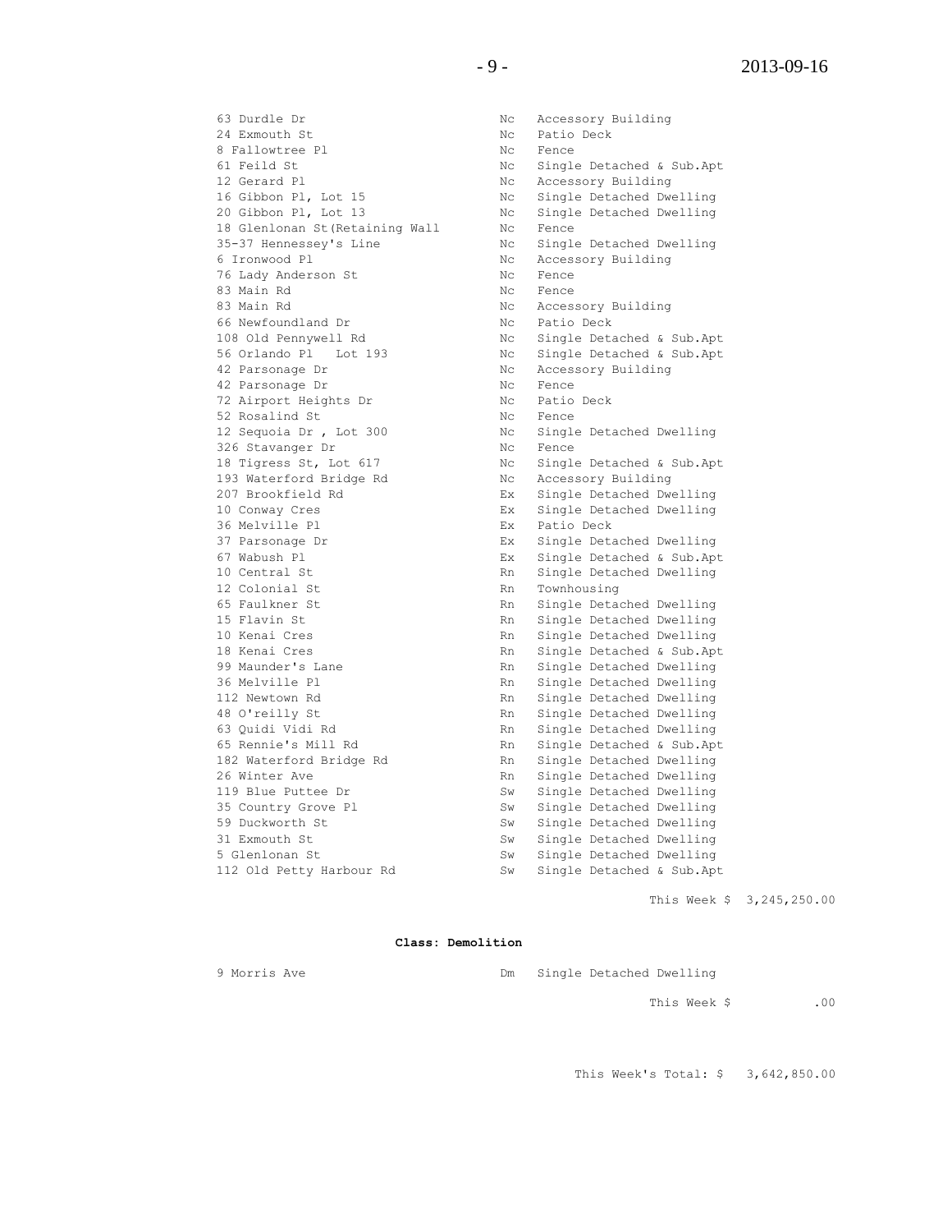| | | |
|---|---|---|
| 63 Durdle Dr | Nc | Accessory Building |
| 24 Exmouth St | Nc | Patio Deck |
| 8 Fallowtree Pl | Nc | Fence |
| 61 Feild St | Nc | Single Detached & Sub.Apt |
| 12 Gerard Pl | Nc | Accessory Building |
| 16 Gibbon Pl, Lot 15 | Nc | Single Detached Dwelling |
| 20 Gibbon Pl, Lot 13 | Nc | Single Detached Dwelling |
| 18 Glenlonan St(Retaining Wall | Nc | Fence |
| 35-37 Hennessey's Line | Nc | Single Detached Dwelling |
| 6 Ironwood Pl | Nc | Accessory Building |
| 76 Lady Anderson St | Nc | Fence |
| 83 Main Rd | Nc | Fence |
| 83 Main Rd | Nc | Accessory Building |
| 66 Newfoundland Dr | Nc | Patio Deck |
| 108 Old Pennywell Rd | Nc | Single Detached & Sub.Apt |
| 56 Orlando Pl Lot 193 | Nc | Single Detached & Sub.Apt |
| 42 Parsonage Dr | Nc | Accessory Building |
| 42 Parsonage Dr | Nc | Fence |
| 72 Airport Heights Dr | Nc | Patio Deck |
| 52 Rosalind St | Nc | Fence |
| 12 Sequoia Dr , Lot 300 | Nc | Single Detached Dwelling |
| 326 Stavanger Dr | Nc | Fence |
| 18 Tigress St, Lot 617 | Nc | Single Detached & Sub.Apt |
| 193 Waterford Bridge Rd | Nc | Accessory Building |
| 207 Brookfield Rd | Ex | Single Detached Dwelling |
| 10 Conway Cres | Ex | Single Detached Dwelling |
| 36 Melville Pl | Ex | Patio Deck |
| 37 Parsonage Dr | Ex | Single Detached Dwelling |
| 67 Wabush Pl | Ex | Single Detached & Sub.Apt |
| 10 Central St | Rn | Single Detached Dwelling |
| 12 Colonial St | Rn | Townhousing |
| 65 Faulkner St | Rn | Single Detached Dwelling |
| 15 Flavin St | Rn | Single Detached Dwelling |
| 10 Kenai Cres | Rn | Single Detached Dwelling |
| 18 Kenai Cres | Rn | Single Detached & Sub.Apt |
| 99 Maunder's Lane | Rn | Single Detached Dwelling |
| 36 Melville Pl | Rn | Single Detached Dwelling |
| 112 Newtown Rd | Rn | Single Detached Dwelling |
| 48 O'reilly St | Rn | Single Detached Dwelling |
| 63 Quidi Vidi Rd | Rn | Single Detached Dwelling |
| 65 Rennie's Mill Rd | Rn | Single Detached & Sub.Apt |
| 182 Waterford Bridge Rd | Rn | Single Detached Dwelling |
| 26 Winter Ave | Rn | Single Detached Dwelling |
| 119 Blue Puttee Dr | Sw | Single Detached Dwelling |
| 35 Country Grove Pl | Sw | Single Detached Dwelling |
| 59 Duckworth St | Sw | Single Detached Dwelling |
| 31 Exmouth St | Sw | Single Detached Dwelling |
| 5 Glenlonan St | Sw | Single Detached Dwelling |
| 112 Old Petty Harbour Rd | Sw | Single Detached & Sub.Apt |

This Week $ 3,245,250.00

**Class: Demolition**

| | | |
|---|---|---|
| 9 Morris Ave | Dm | Single Detached Dwelling |

This Week $ .00

This Week's Total: $ 3,642,850.00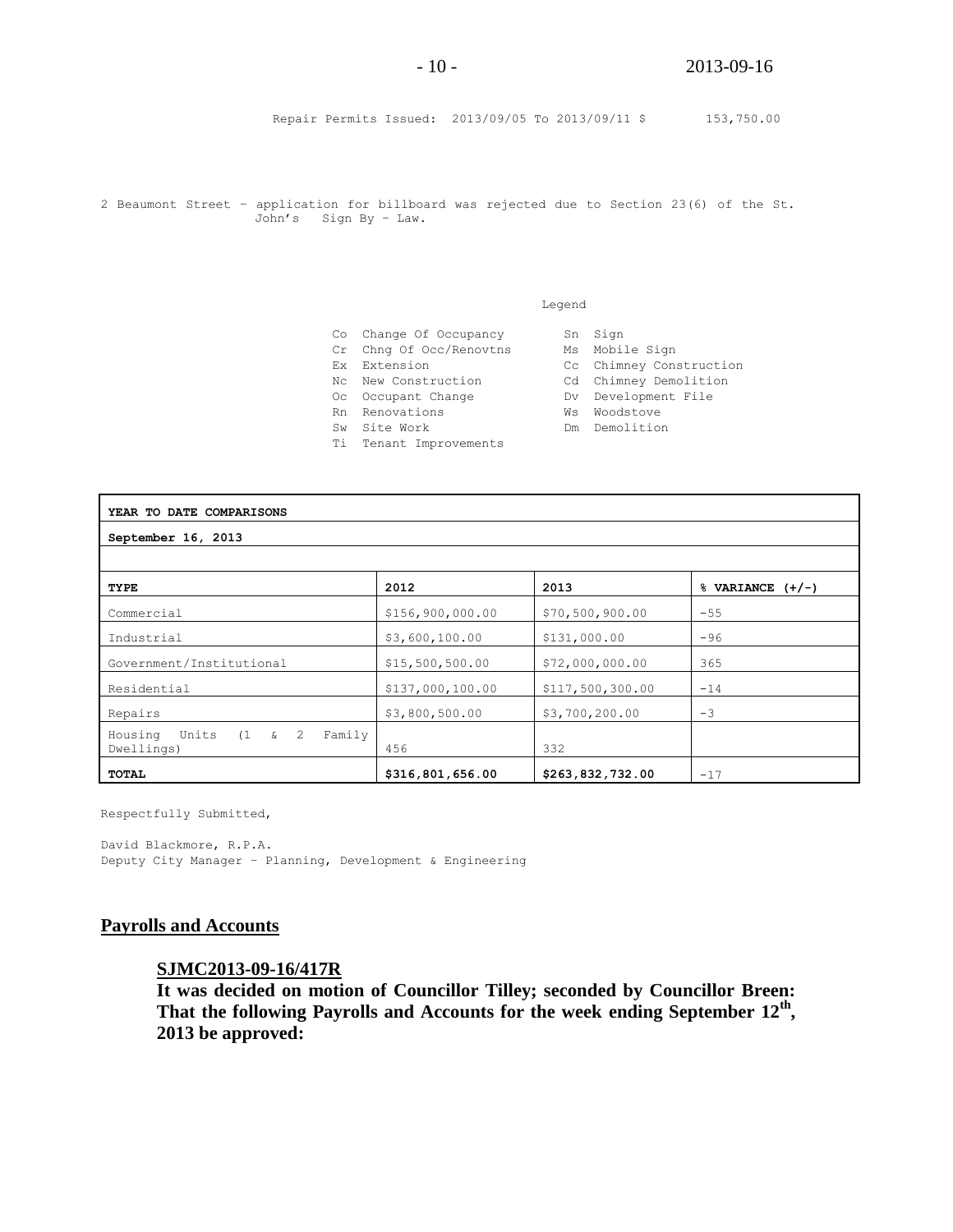Repair Permits Issued: 2013/09/05 To 2013/09/11 $ 153,750.00

2 Beaumont Street – application for billboard was rejected due to Section 23(6) of the St. John's Sign By – Law.

Legend

| | | | |
|---|---|---|---|
| Co | Change Of Occupancy | Sn | Sign |
| Cr | Chng Of Occ/Renovtns | Ms | Mobile Sign |
| Ex | Extension | Cc | Chimney Construction |
| Nc | New Construction | Cd | Chimney Demolition |
| Oc | Occupant Change | Dv | Development File |
| Rn | Renovations | Ws | Woodstove |
| Sw | Site Work | Dm | Demolition |
| Ti | Tenant Improvements | | |

| **YEAR TO DATE COMPARISONS** | | | |
|---|---|---|---|
| **September 16, 2013** | | | |
| **TYPE** | **2012** | **2013** | **% VARIANCE (+/-)** |
| Commercial | $156,900,000.00 | $70,500,900.00 | -55 |
| Industrial | $3,600,100.00 | $131,000.00 | -96 |
| Government/Institutional | $15,500,500.00 | $72,000,000.00 | 365 |
| Residential | $137,000,100.00 | $117,500,300.00 | -14 |
| Repairs | $3,800,500.00 | $3,700,200.00 | -3 |
| Housing Units (1 & 2 Family Dwellings) | 456 | 332 | |
| **TOTAL** | **$316,801,656.00** | **$263,832,732.00** | -17 |

Respectfully Submitted,

David Blackmore, R.P.A.
Deputy City Manager – Planning, Development & Engineering

## Payrolls and Accounts

**SJMC2013-09-16/417R**
**It was decided on motion of Councillor Tilley; seconded by Councillor Breen: That the following Payrolls and Accounts for the week ending September 12th, 2013 be approved:**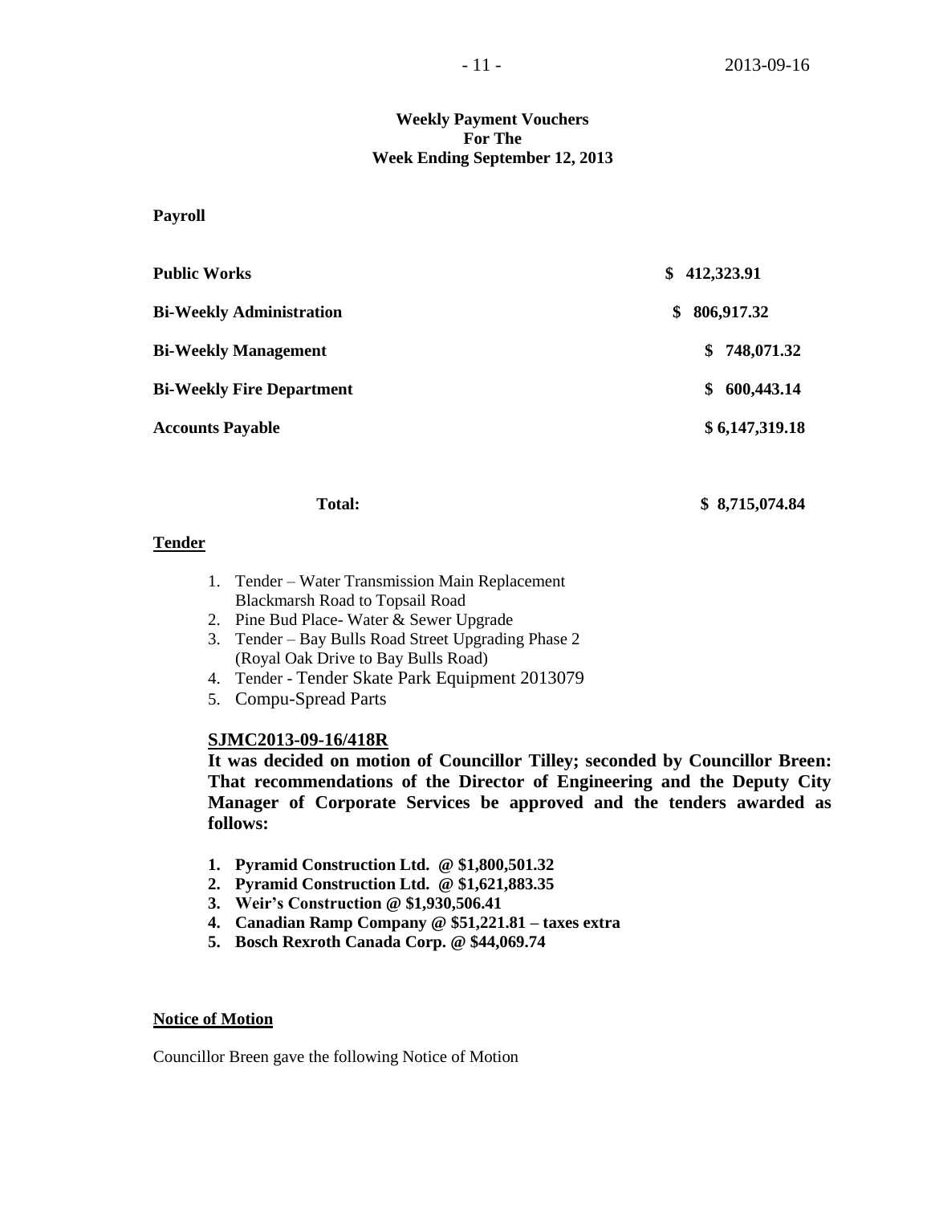**Weekly Payment Vouchers**
**For The**
**Week Ending September 12, 2013**

**Payroll**

| | |
|---|---|
| **Public Works** | **$ 412,323.91** |
| **Bi-Weekly Administration** | **$ 806,917.32** |
| **Bi-Weekly Management** | **$ 748,071.32** |
| **Bi-Weekly Fire Department** | **$ 600,443.14** |
| **Accounts Payable** | **$ 6,147,319.18** |
| **Total:** | **$ 8,715,074.84** |

## Tender

1. Tender – Water Transmission Main Replacement Blackmarsh Road to Topsail Road
2. Pine Bud Place- Water & Sewer Upgrade
3. Tender – Bay Bulls Road Street Upgrading Phase 2 (Royal Oak Drive to Bay Bulls Road)
4. Tender - Tender Skate Park Equipment 2013079
5. Compu-Spread Parts

**SJMC2013-09-16/418R**

**It was decided on motion of Councillor Tilley; seconded by Councillor Breen: That recommendations of the Director of Engineering and the Deputy City Manager of Corporate Services be approved and the tenders awarded as follows:**

1. **Pyramid Construction Ltd. @ $1,800,501.32**
2. **Pyramid Construction Ltd. @ $1,621,883.35**
3. **Weir's Construction @ $1,930,506.41**
4. **Canadian Ramp Company @ $51,221.81 – taxes extra**
5. **Bosch Rexroth Canada Corp. @ $44,069.74**

## Notice of Motion

Councillor Breen gave the following Notice of Motion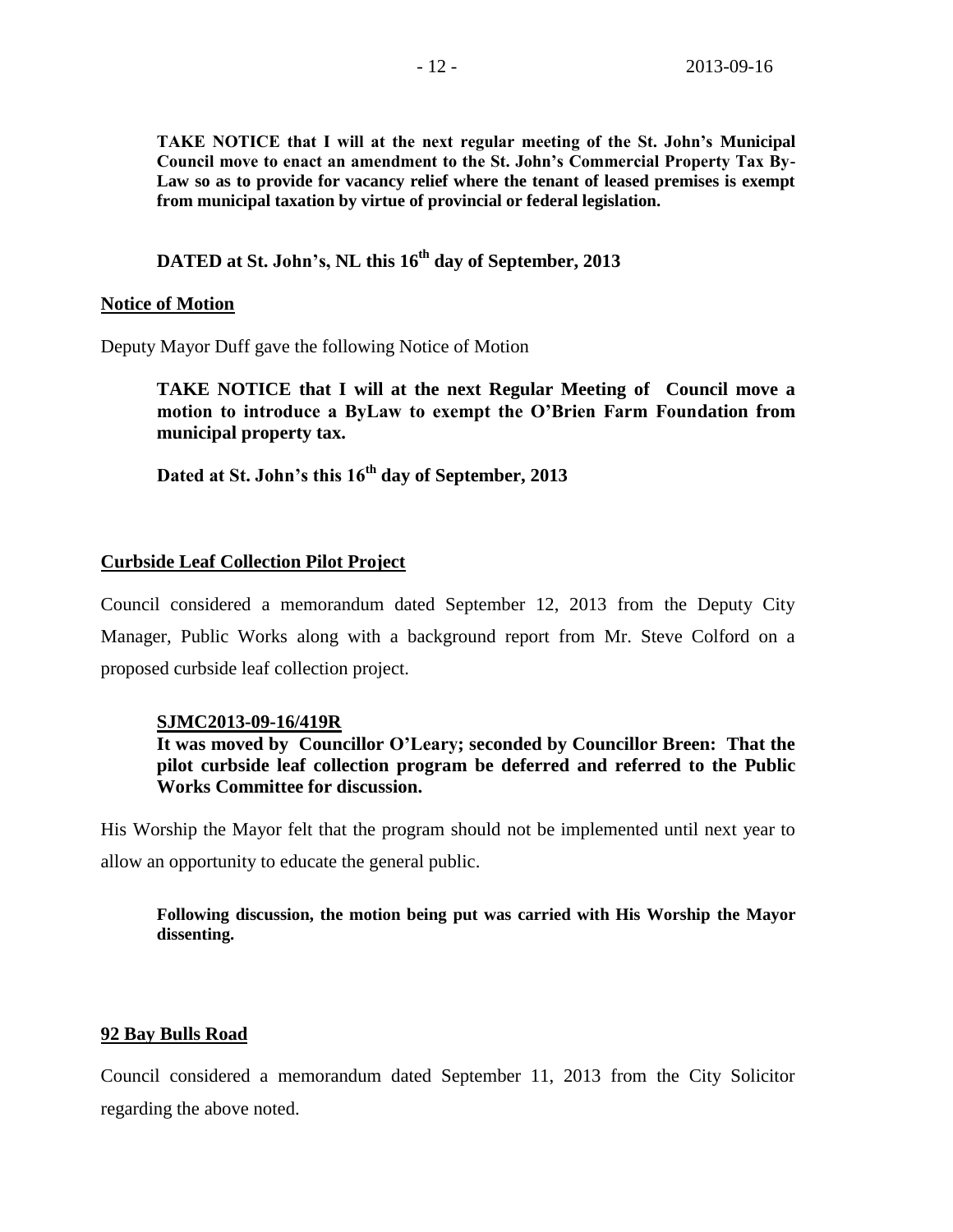**TAKE NOTICE that I will at the next regular meeting of the St. John's Municipal Council move to enact an amendment to the St. John's Commercial Property Tax By-Law so as to provide for vacancy relief where the tenant of leased premises is exempt from municipal taxation by virtue of provincial or federal legislation.**

**DATED at St. John's, NL this 16th day of September, 2013**

## Notice of Motion

Deputy Mayor Duff gave the following Notice of Motion

**TAKE NOTICE that I will at the next Regular Meeting of Council move a motion to introduce a ByLaw to exempt the O'Brien Farm Foundation from municipal property tax.**

**Dated at St. John's this 16th day of September, 2013**

## Curbside Leaf Collection Pilot Project

Council considered a memorandum dated September 12, 2013 from the Deputy City Manager, Public Works along with a background report from Mr. Steve Colford on a proposed curbside leaf collection project.

**SJMC2013-09-16/419R**

**It was moved by Councillor O'Leary; seconded by Councillor Breen: That the pilot curbside leaf collection program be deferred and referred to the Public Works Committee for discussion.**

His Worship the Mayor felt that the program should not be implemented until next year to allow an opportunity to educate the general public.

**Following discussion, the motion being put was carried with His Worship the Mayor dissenting.**

## 92 Bay Bulls Road

Council considered a memorandum dated September 11, 2013 from the City Solicitor regarding the above noted.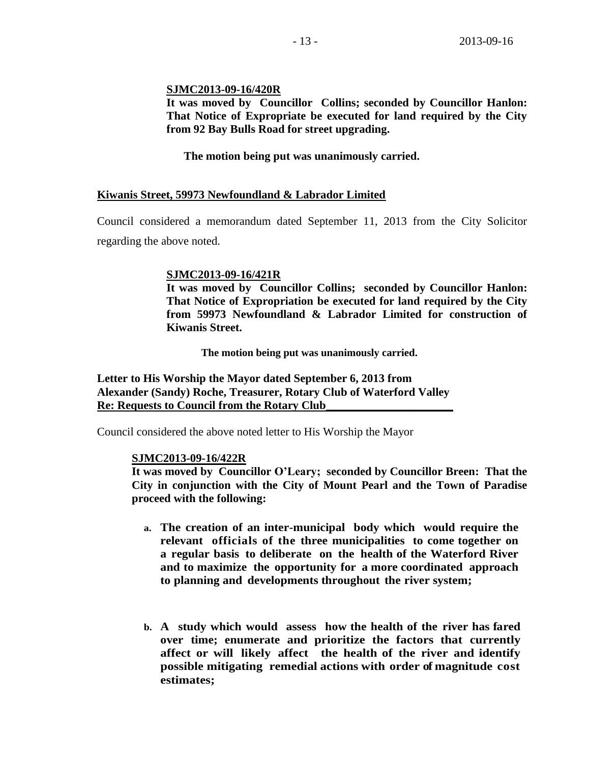**SJMC2013-09-16/420R**
**It was moved by Councillor Collins; seconded by Councillor Hanlon: That Notice of Expropriate be executed for land required by the City from 92 Bay Bulls Road for street upgrading.**

**The motion being put was unanimously carried.**

**Kiwanis Street, 59973 Newfoundland & Labrador Limited**

Council considered a memorandum dated September 11, 2013 from the City Solicitor regarding the above noted.

**SJMC2013-09-16/421R**
**It was moved by Councillor Collins; seconded by Councillor Hanlon: That Notice of Expropriation be executed for land required by the City from 59973 Newfoundland & Labrador Limited for construction of Kiwanis Street.**

**The motion being put was unanimously carried.**

**Letter to His Worship the Mayor dated September 6, 2013 from Alexander (Sandy) Roche, Treasurer, Rotary Club of Waterford Valley Re: Requests to Council from the Rotary Club**

Council considered the above noted letter to His Worship the Mayor

**SJMC2013-09-16/422R**
**It was moved by Councillor O'Leary; seconded by Councillor Breen: That the City in conjunction with the City of Mount Pearl and the Town of Paradise proceed with the following:**

a. **The creation of an inter-municipal body which would require the relevant officials of the three municipalities to come together on a regular basis to deliberate on the health of the Waterford River and to maximize the opportunity for a more coordinated approach to planning and developments throughout the river system;**

b. **A study which would assess how the health of the river has fared over time; enumerate and prioritize the factors that currently affect or will likely affect the health of the river and identify possible mitigating remedial actions with order of magnitude cost estimates;**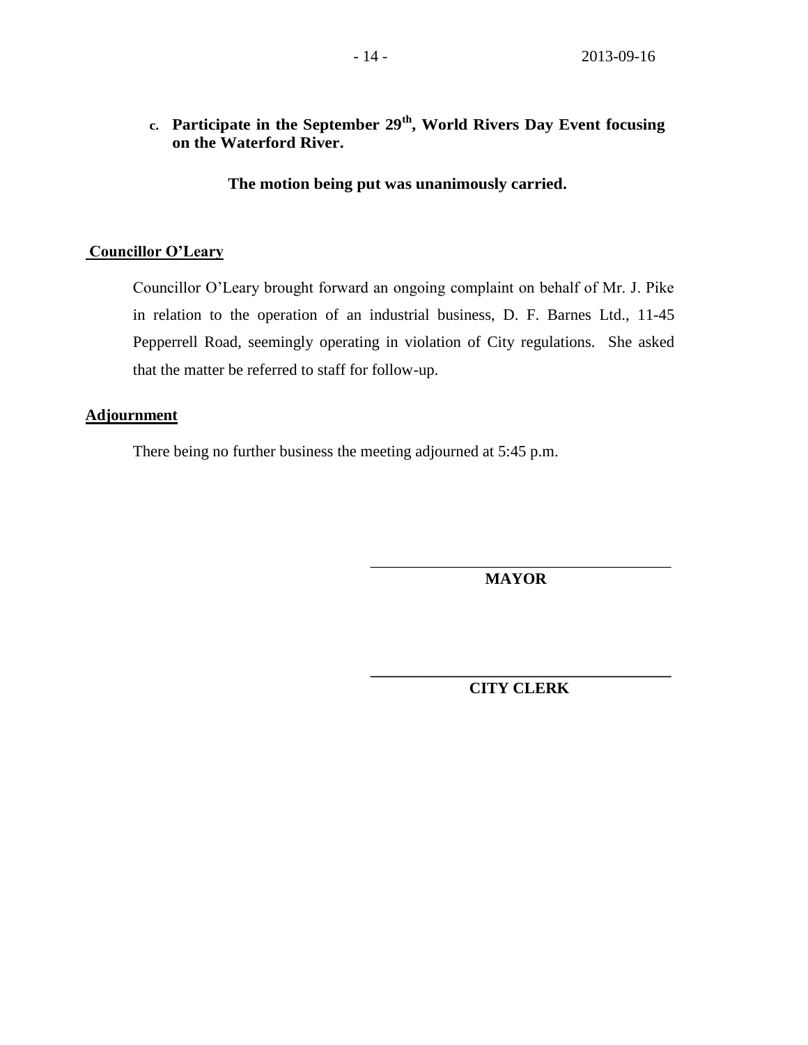c. **Participate in the September 29th, World Rivers Day Event focusing on the Waterford River.**

**The motion being put was unanimously carried.**

## Councillor O'Leary

Councillor O'Leary brought forward an ongoing complaint on behalf of Mr. J. Pike in relation to the operation of an industrial business, D. F. Barnes Ltd., 11-45 Pepperrell Road, seemingly operating in violation of City regulations. She asked that the matter be referred to staff for follow-up.

## Adjournment

There being no further business the meeting adjourned at 5:45 p.m.

\_\_\_\_\_\_\_\_\_\_\_\_\_\_\_\_\_\_\_\_\_\_\_\_\_\_\_\_\_\_\_\_\_\_\_\_\_\_\_\_

**MAYOR**

\_\_\_\_\_\_\_\_\_\_\_\_\_\_\_\_\_\_\_\_\_\_\_\_\_\_\_\_\_\_\_\_\_\_\_\_\_\_\_\_

**CITY CLERK**